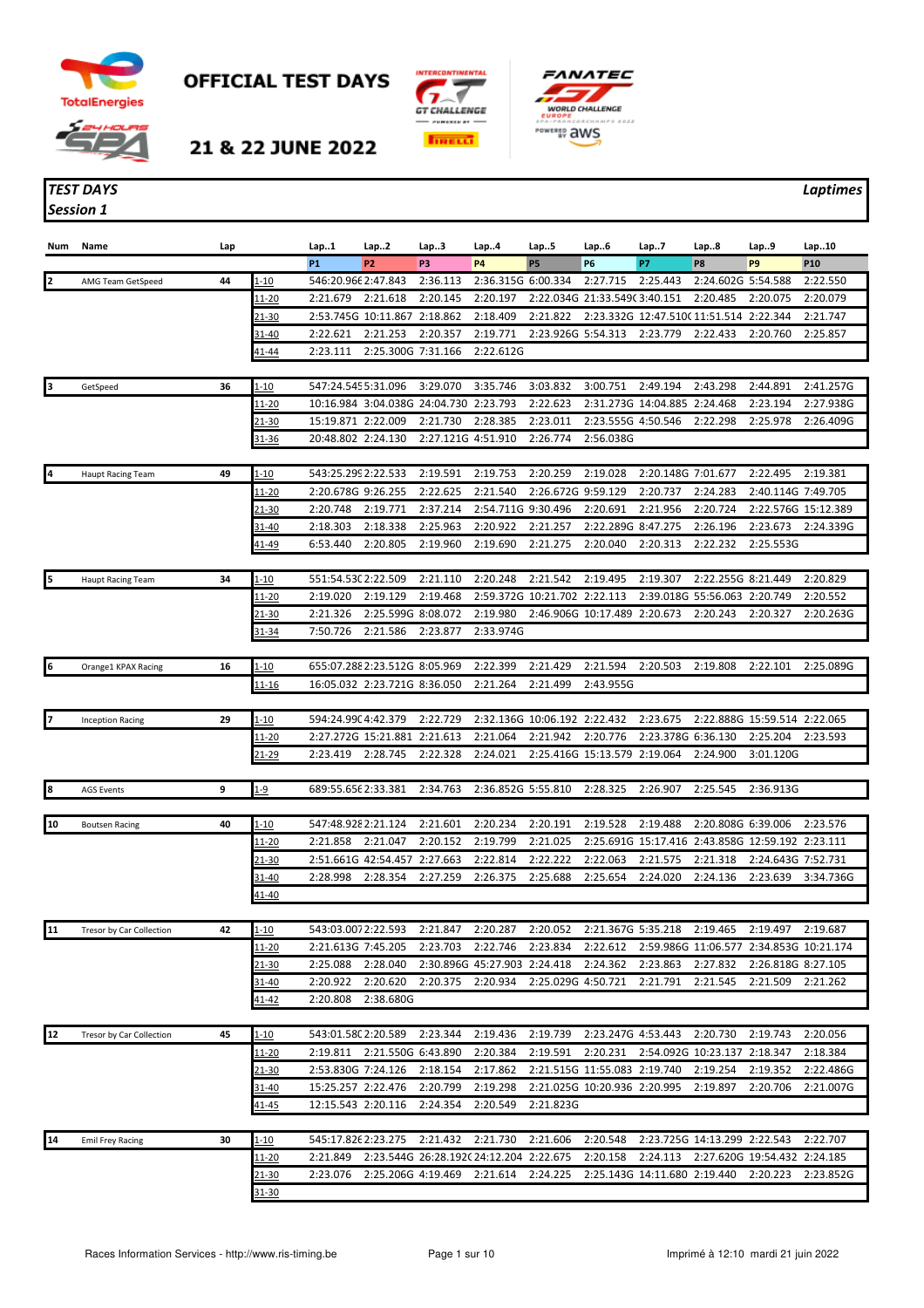# OFFICIAL TEST DAYS

## 21 & 22 JUNE 2022

*TEST DAYS* *Laptimes*

*Session 1*

| Num | Name | Lap | | Lap..1 | Lap..2 | Lap..3 | Lap..4 | Lap..5 | Lap..6 | Lap..7 | Lap..8 | Lap..9 | Lap..10 |
|---|---|---|---|---|---|---|---|---|---|---|---|---|---|
| | | | | P1 | P2 | P3 | P4 | P5 | P6 | P7 | P8 | P9 | P10 |
| 2 | AMG Team GetSpeed | 44 | 1-10 | 546:20.966 | 2:47.843 | 2:36.113 | 2:36.315G | 6:00.334 | 2:27.715 | 2:25.443 | 2:24.602G | 5:54.588 | 2:22.550 |
| | | | 11-20 | 2:21.679 | 2:21.618 | 2:20.145 | 2:20.197 | 2:22.034G | 21:33.549G | 3:40.151 | 2:20.485 | 2:20.075 | 2:20.079 |
| | | | 21-30 | 2:53.745G | 10:11.867 | 2:18.862 | 2:18.409 | 2:21.822 | 2:23.332G | 12:47.510G | 11:51.514 | 2:22.344 | 2:21.747 |
| | | | 31-40 | 2:22.621 | 2:21.253 | 2:20.357 | 2:19.771 | 2:23.926G | 5:54.313 | 2:23.779 | 2:22.433 | 2:20.760 | 2:25.857 |
| | | | 41-44 | 2:23.111 | 2:25.300G | 7:31.166 | 2:22.612G | | | | | | |
| 3 | GetSpeed | 36 | 1-10 | 547:24.545 | 5:31.096 | 3:29.070 | 3:35.746 | 3:03.832 | 3:00.751 | 2:49.194 | 2:43.298 | 2:44.891 | 2:41.257G |
| | | | 11-20 | 10:16.984 | 3:04.038G | 24:04.730 | 2:23.793 | 2:22.623 | 2:31.273G | 14:04.885 | 2:24.468 | 2:23.194 | 2:27.938G |
| | | | 21-30 | 15:19.871 | 2:22.009 | 2:21.730 | 2:28.385 | 2:23.011 | 2:23.555G | 4:50.546 | 2:22.298 | 2:25.978 | 2:26.409G |
| | | | 31-36 | 20:48.802 | 2:24.130 | 2:27.121G | 4:51.910 | 2:26.774 | 2:56.038G | | | | |
| 4 | Haupt Racing Team | 49 | 1-10 | 543:25.299 | 2:22.533 | 2:19.591 | 2:19.753 | 2:20.259 | 2:19.028 | 2:20.148G | 7:01.677 | 2:22.495 | 2:19.381 |
| | | | 11-20 | 2:20.678G | 9:26.255 | 2:22.625 | 2:21.540 | 2:26.672G | 9:59.129 | 2:20.737 | 2:24.283 | 2:40.114G | 7:49.705 |
| | | | 21-30 | 2:20.748 | 2:19.771 | 2:37.214 | 2:54.711G | 9:30.496 | 2:20.691 | 2:21.956 | 2:20.724 | 2:22.576G | 15:12.389 |
| | | | 31-40 | 2:18.303 | 2:18.338 | 2:25.963 | 2:20.922 | 2:21.257 | 2:22.289G | 8:47.275 | 2:26.196 | 2:23.673 | 2:24.339G |
| | | | 41-49 | 6:53.440 | 2:20.805 | 2:19.960 | 2:19.690 | 2:21.275 | 2:20.040 | 2:20.313 | 2:22.232 | 2:25.553G | |
| 5 | Haupt Racing Team | 34 | 1-10 | 551:54.530 | 2:22.509 | 2:21.110 | 2:20.248 | 2:21.542 | 2:19.495 | 2:19.307 | 2:22.255G | 8:21.449 | 2:20.829 |
| | | | 11-20 | 2:19.020 | 2:19.129 | 2:19.468 | 2:59.372G | 10:21.702 | 2:22.113 | 2:39.018G | 55:56.063 | 2:20.749 | 2:20.552 |
| | | | 21-30 | 2:21.326 | 2:25.599G | 8:08.072 | 2:19.980 | 2:46.906G | 10:17.489 | 2:20.673 | 2:20.243 | 2:20.327 | 2:20.263G |
| | | | 31-34 | 7:50.726 | 2:21.586 | 2:23.877 | 2:33.974G | | | | | | |
| 6 | Orange1 KPAX Racing | 16 | 1-10 | 655:07.288 | 2:23.512G | 8:05.969 | 2:22.399 | 2:21.429 | 2:21.594 | 2:20.503 | 2:19.808 | 2:22.101 | 2:25.089G |
| | | | 11-16 | 16:05.032 | 2:23.721G | 8:36.050 | 2:21.264 | 2:21.499 | 2:43.955G | | | | |
| 7 | Inception Racing | 29 | 1-10 | 594:24.990 | 4:42.379 | 2:22.729 | 2:32.136G | 10:06.192 | 2:22.432 | 2:23.675 | 2:22.888G | 15:59.514 | 2:22.065 |
| | | | 11-20 | 2:27.272G | 15:21.881 | 2:21.613 | 2:21.064 | 2:21.942 | 2:20.776 | 2:23.378G | 6:36.130 | 2:25.204 | 2:23.593 |
| | | | 21-29 | 2:23.419 | 2:28.745 | 2:22.328 | 2:24.021 | 2:25.416G | 15:13.579 | 2:19.064 | 2:24.900 | 3:01.120G | |
| 8 | AGS Events | 9 | 1-9 | 689:55.656 | 2:33.381 | 2:34.763 | 2:36.852G | 5:55.810 | 2:28.325 | 2:26.907 | 2:25.545 | 2:36.913G | |
| 10 | Boutsen Racing | 40 | 1-10 | 547:48.928 | 2:21.124 | 2:21.601 | 2:20.234 | 2:20.191 | 2:19.528 | 2:19.488 | 2:20.808G | 6:39.006 | 2:23.576 |
| | | | 11-20 | 2:21.858 | 2:21.047 | 2:20.152 | 2:19.799 | 2:21.025 | 2:25.691G | 15:17.416 | 2:43.858G | 12:59.192 | 2:23.111 |
| | | | 21-30 | 2:51.661G | 42:54.457 | 2:27.663 | 2:22.814 | 2:22.222 | 2:22.063 | 2:21.575 | 2:21.318 | 2:24.643G | 7:52.731 |
| | | | 31-40 | 2:28.998 | 2:28.354 | 2:27.259 | 2:26.375 | 2:25.688 | 2:25.654 | 2:24.020 | 2:24.136 | 2:23.639 | 3:34.736G |
| | | | 41-40 | | | | | | | | | | |
| 11 | Tresor by Car Collection | 42 | 1-10 | 543:03.007 | 2:22.593 | 2:21.847 | 2:20.287 | 2:20.052 | 2:21.367G | 5:35.218 | 2:19.465 | 2:19.497 | 2:19.687 |
| | | | 11-20 | 2:21.613G | 7:45.205 | 2:23.703 | 2:22.746 | 2:23.834 | 2:22.612 | 2:59.986G | 11:06.577 | 2:34.853G | 10:21.174 |
| | | | 21-30 | 2:25.088 | 2:28.040 | 2:30.896G | 45:27.903 | 2:24.418 | 2:24.362 | 2:23.863 | 2:27.832 | 2:26.818G | 8:27.105 |
| | | | 31-40 | 2:20.922 | 2:20.620 | 2:20.375 | 2:20.934 | 2:25.029G | 4:50.721 | 2:21.791 | 2:21.545 | 2:21.509 | 2:21.262 |
| | | | 41-42 | 2:20.808 | 2:38.680G | | | | | | | | |
| 12 | Tresor by Car Collection | 45 | 1-10 | 543:01.580 | 2:20.589 | 2:23.344 | 2:19.436 | 2:19.739 | 2:23.247G | 4:53.443 | 2:20.730 | 2:19.743 | 2:20.056 |
| | | | 11-20 | 2:19.811 | 2:21.550G | 6:43.890 | 2:20.384 | 2:19.591 | 2:20.231 | 2:54.092G | 10:23.137 | 2:18.347 | 2:18.384 |
| | | | 21-30 | 2:53.830G | 7:24.126 | 2:18.154 | 2:17.862 | 2:21.515G | 11:55.083 | 2:19.740 | 2:19.254 | 2:19.352 | 2:22.486G |
| | | | 31-40 | 15:25.257 | 2:22.476 | 2:20.799 | 2:19.298 | 2:21.025G | 10:20.936 | 2:20.995 | 2:19.897 | 2:20.706 | 2:21.007G |
| | | | 41-45 | 12:15.543 | 2:20.116 | 2:24.354 | 2:20.549 | 2:21.823G | | | | | |
| 14 | Emil Frey Racing | 30 | 1-10 | 545:17.826 | 2:23.275 | 2:21.432 | 2:21.730 | 2:21.606 | 2:20.548 | 2:23.725G | 14:13.299 | 2:22.543 | 2:22.707 |
| | | | 11-20 | 2:21.849 | 2:23.544G | 26:28.192G | 24:12.204 | 2:22.675 | 2:20.158 | 2:24.113 | 2:27.620G | 19:54.432 | 2:24.185 |
| | | | 21-30 | 2:23.076 | 2:25.206G | 4:19.469 | 2:21.614 | 2:24.225 | 2:25.143G | 14:11.680 | 2:19.440 | 2:20.223 | 2:23.852G |
| | | | 31-30 | | | | | | | | | | |

Races Information Services - http://www.ris-timing.be

Imprimé à 12:10 mardi 21 juin 2022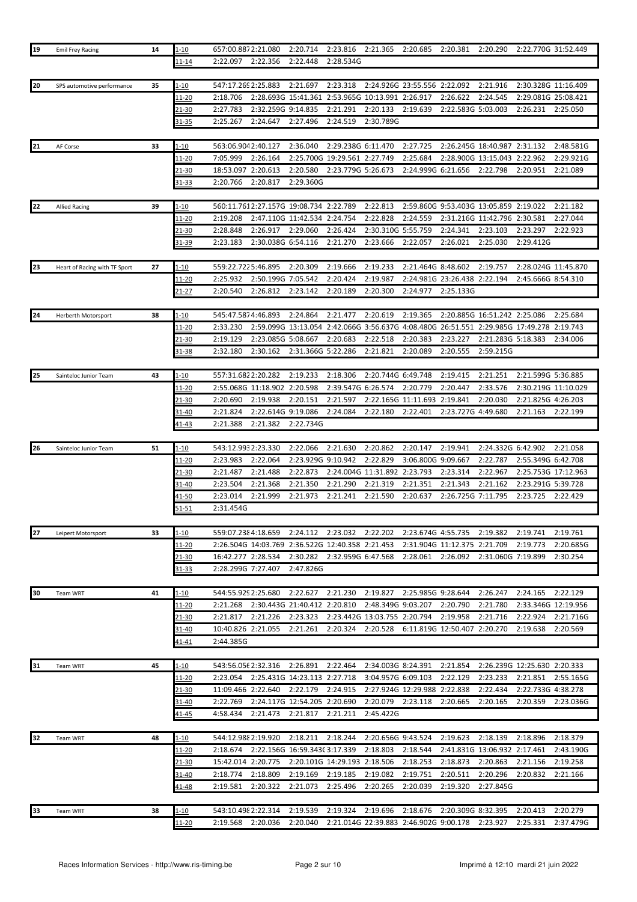| Pos | Team | Laps | Range | 1 | 2 | 3 | 4 | 5 | 6 | 7 | 8 | 9 | 10 |
|---|---|---|---|---|---|---|---|---|---|---|---|---|---|
| 19 | Emil Frey Racing | 14 | 1-10 | 657:00.887 | 2:21.080 | 2:20.714 | 2:23.816 | 2:21.365 | 2:20.685 | 2:20.381 | 2:20.290 | 2:22.770G | 31:52.449 |
| | | | 11-14 | 2:22.097 | 2:22.356 | 2:22.448 | 2:28.534G | | | | | | |
| 20 | SPS automotive performance | 35 | 1-10 | 547:17.269 | 2:25.883 | 2:21.697 | 2:23.318 | 2:24.926G | 23:55.556 | 2:22.092 | 2:21.916 | 2:30.328G | 11:16.409 |
| | | | 11-20 | 2:18.706 | 2:28.693G | 15:41.361 | 2:53.965G | 10:13.991 | 2:26.917 | 2:26.622 | 2:24.545 | 2:29.081G | 25:08.421 |
| | | | 21-30 | 2:27.783 | 2:32.259G | 9:14.835 | 2:21.291 | 2:20.133 | 2:19.639 | 2:22.583G | 5:03.003 | 2:26.231 | 2:25.050 |
| | | | 31-35 | 2:25.267 | 2:24.647 | 2:27.496 | 2:24.519 | 2:30.789G | | | | | |
| 21 | AF Corse | 33 | 1-10 | 563:06.904 | 2:40.127 | 2:36.040 | 2:29.238G | 6:11.470 | 2:27.725 | 2:26.245G | 18:40.987 | 2:31.132 | 2:48.581G |
| | | | 11-20 | 7:05.999 | 2:26.164 | 2:25.700G | 19:29.561 | 2:27.749 | 2:25.684 | 2:28.900G | 13:15.043 | 2:22.962 | 2:29.921G |
| | | | 21-30 | 18:53.097 | 2:20.613 | 2:20.580 | 2:23.779G | 5:26.673 | 2:24.999G | 6:21.656 | 2:22.798 | 2:20.951 | 2:21.089 |
| | | | 31-33 | 2:20.766 | 2:20.817 | 2:29.360G | | | | | | | |
| 22 | Allied Racing | 39 | 1-10 | 560:11.761 | 2:27.157G | 19:08.734 | 2:22.789 | 2:22.813 | 2:59.860G | 9:53.403G | 13:05.859 | 2:19.022 | 2:21.182 |
| | | | 11-20 | 2:19.208 | 2:47.110G | 11:42.534 | 2:24.754 | 2:22.828 | 2:24.559 | 2:31.216G | 11:42.796 | 2:30.581 | 2:27.044 |
| | | | 21-30 | 2:28.848 | 2:26.917 | 2:29.060 | 2:26.424 | 2:30.310G | 5:55.759 | 2:24.341 | 2:23.103 | 2:23.297 | 2:22.923 |
| | | | 31-39 | 2:23.183 | 2:30.038G | 6:54.116 | 2:21.270 | 2:23.666 | 2:22.057 | 2:26.021 | 2:25.030 | 2:29.412G | |
| 23 | Heart of Racing with TF Sport | 27 | 1-10 | 559:22.722 | 5:46.895 | 2:20.309 | 2:19.666 | 2:19.233 | 2:21.464G | 8:48.602 | 2:19.757 | 2:28.024G | 11:45.870 |
| | | | 11-20 | 2:25.932 | 2:50.199G | 7:05.542 | 2:20.424 | 2:19.987 | 2:24.981G | 23:26.438 | 2:22.194 | 2:45.666G | 8:54.310 |
| | | | 21-27 | 2:20.540 | 2:26.812 | 2:23.142 | 2:20.189 | 2:20.300 | 2:24.977 | 2:25.133G | | | |
| 24 | Herberth Motorsport | 38 | 1-10 | 545:47.587 | 4:46.893 | 2:24.864 | 2:21.477 | 2:20.619 | 2:19.365 | 2:20.885G | 16:51.242 | 2:25.086 | 2:25.684 |
| | | | 11-20 | 2:33.230 | 2:59.099G | 13:13.054 | 2:42.066G | 3:56.637G | 4:08.480G | 26:51.551 | 2:29.985G | 17:49.278 | 2:19.743 |
| | | | 21-30 | 2:19.129 | 2:23.085G | 5:08.667 | 2:20.683 | 2:22.518 | 2:20.383 | 2:23.227 | 2:21.283G | 5:18.383 | 2:34.006 |
| | | | 31-38 | 2:32.180 | 2:30.162 | 2:31.366G | 5:22.286 | 2:21.821 | 2:20.089 | 2:20.555 | 2:59.215G | | |
| 25 | Sainteloc Junior Team | 43 | 1-10 | 557:31.682 | 2:20.282 | 2:19.233 | 2:18.306 | 2:20.744G | 6:49.748 | 2:19.415 | 2:21.251 | 2:21.599G | 5:36.885 |
| | | | 11-20 | 2:55.068G | 11:18.902 | 2:20.598 | 2:39.547G | 6:26.574 | 2:20.779 | 2:20.447 | 2:33.576 | 2:30.219G | 11:10.029 |
| | | | 21-30 | 2:20.690 | 2:19.938 | 2:20.151 | 2:21.597 | 2:22.165G | 11:11.693 | 2:19.841 | 2:20.030 | 2:21.825G | 4:26.203 |
| | | | 31-40 | 2:21.824 | 2:22.614G | 9:19.086 | 2:24.084 | 2:22.180 | 2:22.401 | 2:23.727G | 4:49.680 | 2:21.163 | 2:22.199 |
| | | | 41-43 | 2:21.388 | 2:21.382 | 2:22.734G | | | | | | | |
| 26 | Sainteloc Junior Team | 51 | 1-10 | 543:12.993 | 2:23.330 | 2:22.066 | 2:21.630 | 2:20.862 | 2:20.147 | 2:19.941 | 2:24.332G | 6:42.902 | 2:21.058 |
| | | | 11-20 | 2:23.983 | 2:22.064 | 2:23.929G | 9:10.942 | 2:22.829 | 3:06.800G | 9:09.667 | 2:22.787 | 2:55.349G | 6:42.708 |
| | | | 21-30 | 2:21.487 | 2:21.488 | 2:22.873 | 2:24.004G | 11:31.892 | 2:23.793 | 2:23.314 | 2:22.967 | 2:25.753G | 17:12.963 |
| | | | 31-40 | 2:23.504 | 2:21.368 | 2:21.350 | 2:21.290 | 2:21.319 | 2:21.351 | 2:21.343 | 2:21.162 | 2:23.291G | 5:39.728 |
| | | | 41-50 | 2:23.014 | 2:21.999 | 2:21.973 | 2:21.241 | 2:21.590 | 2:20.637 | 2:26.725G | 7:11.795 | 2:23.725 | 2:22.429 |
| | | | 51-51 | 2:31.454G | | | | | | | | | |
| 27 | Leipert Motorsport | 33 | 1-10 | 559:07.238 | 4:18.659 | 2:24.112 | 2:23.032 | 2:22.202 | 2:23.674G | 4:55.735 | 2:19.382 | 2:19.741 | 2:19.761 |
| | | | 11-20 | 2:26.504G | 14:03.769 | 2:36.522G | 12:40.358 | 2:21.453 | 2:31.904G | 11:12.375 | 2:21.709 | 2:19.773 | 2:20.685G |
| | | | 21-30 | 16:42.277 | 2:28.534 | 2:30.282 | 2:32.959G | 6:47.568 | 2:28.061 | 2:26.092 | 2:31.060G | 7:19.899 | 2:30.254 |
| | | | 31-33 | 2:28.299G | 7:27.407 | 2:47.826G | | | | | | | |
| 30 | Team WRT | 41 | 1-10 | 544:55.929 | 2:25.680 | 2:22.627 | 2:21.230 | 2:19.827 | 2:25.985G | 9:28.644 | 2:26.247 | 2:24.165 | 2:22.129 |
| | | | 11-20 | 2:21.268 | 2:30.443G | 21:40.412 | 2:20.810 | 2:48.349G | 9:03.207 | 2:20.790 | 2:21.780 | 2:33.346G | 12:19.956 |
| | | | 21-30 | 2:21.817 | 2:21.226 | 2:23.323 | 2:23.442G | 13:03.755 | 2:20.794 | 2:19.958 | 2:21.716 | 2:22.924 | 2:21.716G |
| | | | 31-40 | 10:40.826 | 2:21.055 | 2:21.261 | 2:20.324 | 2:20.528 | 6:11.819G | 12:50.407 | 2:20.270 | 2:19.638 | 2:20.569 |
| | | | 41-41 | 2:44.385G | | | | | | | | | |
| 31 | Team WRT | 45 | 1-10 | 543:56.056 | 2:32.316 | 2:26.891 | 2:22.464 | 2:34.003G | 8:24.391 | 2:21.854 | 2:26.239G | 12:25.630 | 2:20.333 |
| | | | 11-20 | 2:23.054 | 2:25.431G | 14:23.113 | 2:27.718 | 3:04.957G | 6:09.103 | 2:22.129 | 2:23.233 | 2:21.851 | 2:55.165G |
| | | | 21-30 | 11:09.466 | 2:22.640 | 2:22.179 | 2:24.915 | 2:27.924G | 12:29.988 | 2:22.838 | 2:22.434 | 2:22.733G | 4:38.278 |
| | | | 31-40 | 2:22.769 | 2:24.117G | 12:54.205 | 2:20.690 | 2:20.079 | 2:23.118 | 2:20.665 | 2:20.165 | 2:20.359 | 2:23.036G |
| | | | 41-45 | 4:58.434 | 2:21.473 | 2:21.817 | 2:21.211 | 2:45.422G | | | | | |
| 32 | Team WRT | 48 | 1-10 | 544:12.988 | 2:19.920 | 2:18.211 | 2:18.244 | 2:20.656G | 9:43.524 | 2:19.623 | 2:18.139 | 2:18.896 | 2:18.379 |
| | | | 11-20 | 2:18.674 | 2:22.156G | 16:59.343 | 3:17.339 | 2:18.803 | 2:18.544 | 2:41.831G | 13:06.932 | 2:17.461 | 2:43.190G |
| | | | 21-30 | 15:42.014 | 2:20.775 | 2:20.101G | 14:29.193 | 2:18.506 | 2:18.253 | 2:18.873 | 2:20.863 | 2:21.156 | 2:19.258 |
| | | | 31-40 | 2:18.774 | 2:18.809 | 2:19.169 | 2:19.185 | 2:19.082 | 2:19.751 | 2:20.511 | 2:20.296 | 2:20.832 | 2:21.166 |
| | | | 41-48 | 2:19.581 | 2:20.322 | 2:21.073 | 2:25.496 | 2:20.265 | 2:20.039 | 2:19.320 | 2:27.845G | | |
| 33 | Team WRT | 38 | 1-10 | 543:10.498 | 2:22.314 | 2:19.539 | 2:19.324 | 2:19.696 | 2:18.676 | 2:20.309G | 8:32.395 | 2:20.413 | 2:20.279 |
| | | | 11-20 | 2:19.568 | 2:20.036 | 2:20.040 | 2:21.014G | 22:39.883 | 2:46.902G | 9:00.178 | 2:23.927 | 2:25.331 | 2:37.479G |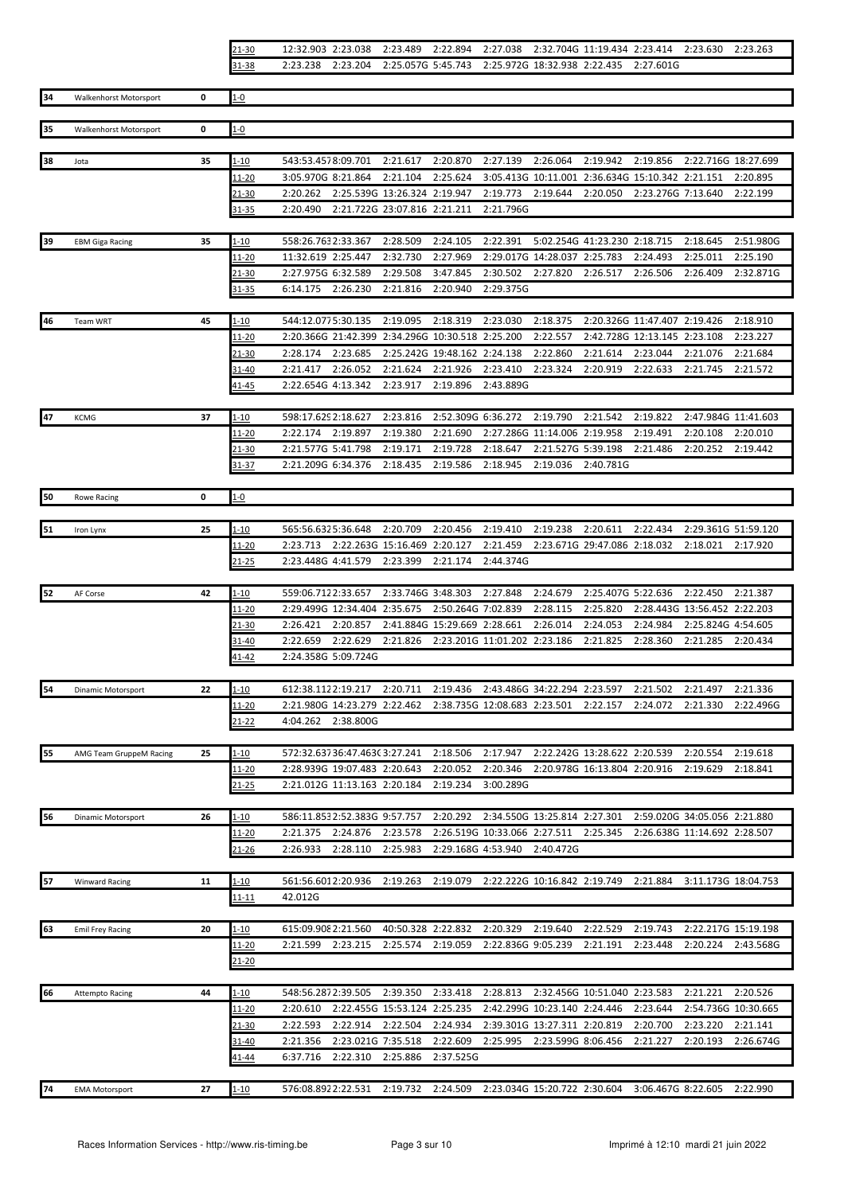| No | Team | Laps | Range | 1 | 2 | 3 | 4 | 5 | 6 | 7 | 8 | 9 | 10 |
|---|---|---|---|---|---|---|---|---|---|---|---|---|---|
| | | | 21-30 | 12:32.903 | 2:23.038 | 2:23.489 | 2:22.894 | 2:27.038 | 2:32.704G | 11:19.434 | 2:23.414 | 2:23.630 | 2:23.263 |
| | | | 31-38 | 2:23.238 | 2:23.204 | 2:25.057G | 5:45.743 | 2:25.972G | 18:32.938 | 2:22.435 | 2:27.601G | | |
| 34 | Walkenhorst Motorsport | 0 | 1-0 | | | | | | | | | | |
| 35 | Walkenhorst Motorsport | 0 | 1-0 | | | | | | | | | | |
| 38 | Jota | 35 | 1-10 | 543:53.457 | 8:09.701 | 2:21.617 | 2:20.870 | 2:27.139 | 2:26.064 | 2:19.942 | 2:19.856 | 2:22.716G | 18:27.699 |
| | | | 11-20 | 3:05.970G | 8:21.864 | 2:21.104 | 2:25.624 | 3:05.413G | 10:11.001 | 2:36.634G | 15:10.342 | 2:21.151 | 2:20.895 |
| | | | 21-30 | 2:20.262 | 2:25.539G | 13:26.324 | 2:19.947 | 2:19.773 | 2:19.644 | 2:20.050 | 2:23.276G | 7:13.640 | 2:22.199 |
| | | | 31-35 | 2:20.490 | 2:21.722G | 23:07.816 | 2:21.211 | 2:21.796G | | | | | |
| 39 | EBM Giga Racing | 35 | 1-10 | 558:26.763 | 2:33.367 | 2:28.509 | 2:24.105 | 2:22.391 | 5:02.254G | 41:23.230 | 2:18.715 | 2:18.645 | 2:51.980G |
| | | | 11-20 | 11:32.619 | 2:25.447 | 2:32.730 | 2:27.969 | 2:29.017G | 14:28.037 | 2:25.783 | 2:24.493 | 2:25.011 | 2:25.190 |
| | | | 21-30 | 2:27.975G | 6:32.589 | 2:29.508 | 3:47.845 | 2:30.502 | 2:27.820 | 2:26.517 | 2:26.506 | 2:26.409 | 2:32.871G |
| | | | 31-35 | 6:14.175 | 2:26.230 | 2:21.816 | 2:20.940 | 2:29.375G | | | | | |
| 46 | Team WRT | 45 | 1-10 | 544:12.077 | 5:30.135 | 2:19.095 | 2:18.319 | 2:23.030 | 2:18.375 | 2:20.326G | 11:47.407 | 2:19.426 | 2:18.910 |
| | | | 11-20 | 2:20.366G | 21:42.399 | 2:34.296G | 10:30.518 | 2:25.200 | 2:22.557 | 2:42.728G | 12:13.145 | 2:23.108 | 2:23.227 |
| | | | 21-30 | 2:28.174 | 2:23.685 | 2:25.242G | 19:48.162 | 2:24.138 | 2:22.860 | 2:21.614 | 2:23.044 | 2:21.076 | 2:21.684 |
| | | | 31-40 | 2:21.417 | 2:26.052 | 2:21.624 | 2:21.926 | 2:23.410 | 2:23.324 | 2:20.919 | 2:22.633 | 2:21.745 | 2:21.572 |
| | | | 41-45 | 2:22.654G | 4:13.342 | 2:23.917 | 2:19.896 | 2:43.889G | | | | | |
| 47 | KCMG | 37 | 1-10 | 598:17.629 | 2:18.627 | 2:23.816 | 2:52.309G | 6:36.272 | 2:19.790 | 2:21.542 | 2:19.822 | 2:47.984G | 11:41.603 |
| | | | 11-20 | 2:22.174 | 2:19.897 | 2:19.380 | 2:21.690 | 2:27.286G | 11:14.006 | 2:19.958 | 2:19.491 | 2:20.108 | 2:20.010 |
| | | | 21-30 | 2:21.577G | 5:41.798 | 2:19.171 | 2:19.728 | 2:18.647 | 2:21.527G | 5:39.198 | 2:21.486 | 2:20.252 | 2:19.442 |
| | | | 31-37 | 2:21.209G | 6:34.376 | 2:18.435 | 2:19.586 | 2:18.945 | 2:19.036 | 2:40.781G | | | |
| 50 | Rowe Racing | 0 | 1-0 | | | | | | | | | | |
| 51 | Iron Lynx | 25 | 1-10 | 565:56.632 | 5:36.648 | 2:20.709 | 2:20.456 | 2:19.410 | 2:19.238 | 2:20.611 | 2:22.434 | 2:29.361G | 51:59.120 |
| | | | 11-20 | 2:23.713 | 2:22.263G | 15:16.469 | 2:20.127 | 2:21.459 | 2:23.671G | 29:47.086 | 2:18.032 | 2:18.021 | 2:17.920 |
| | | | 21-25 | 2:23.448G | 4:41.579 | 2:23.399 | 2:21.174 | 2:44.374G | | | | | |
| 52 | AF Corse | 42 | 1-10 | 559:06.712 | 2:33.657 | 2:33.746G | 3:48.303 | 2:27.848 | 2:24.679 | 2:25.407G | 5:22.636 | 2:22.450 | 2:21.387 |
| | | | 11-20 | 2:29.499G | 12:34.404 | 2:35.675 | 2:50.264G | 7:02.839 | 2:28.115 | 2:25.820 | 2:28.443G | 13:56.452 | 2:22.203 |
| | | | 21-30 | 2:26.421 | 2:20.857 | 2:41.884G | 15:29.669 | 2:28.661 | 2:26.014 | 2:24.053 | 2:24.984 | 2:25.824G | 4:54.605 |
| | | | 31-40 | 2:22.659 | 2:22.629 | 2:21.826 | 2:23.201G | 11:01.202 | 2:23.186 | 2:21.825 | 2:28.360 | 2:21.285 | 2:20.434 |
| | | | 41-42 | 2:24.358G | 5:09.724G | | | | | | | | |
| 54 | Dinamic Motorsport | 22 | 1-10 | 612:38.112 | 2:19.217 | 2:20.711 | 2:19.436 | 2:43.486G | 34:22.294 | 2:23.597 | 2:21.502 | 2:21.497 | 2:21.336 |
| | | | 11-20 | 2:21.980G | 14:23.279 | 2:22.462 | 2:38.735G | 12:08.683 | 2:23.501 | 2:22.157 | 2:24.072 | 2:21.330 | 2:22.496G |
| | | | 21-22 | 4:04.262 | 2:38.800G | | | | | | | | |
| 55 | AMG Team GruppeM Racing | 25 | 1-10 | 572:32.637 | 36:47.463G | 3:27.241 | 2:18.506 | 2:17.947 | 2:22.242G | 13:28.622 | 2:20.539 | 2:20.554 | 2:19.618 |
| | | | 11-20 | 2:28.939G | 19:07.483 | 2:20.643 | 2:20.052 | 2:20.346 | 2:20.978G | 16:13.804 | 2:20.916 | 2:19.629 | 2:18.841 |
| | | | 21-25 | 2:21.012G | 11:13.163 | 2:20.184 | 2:19.234 | 3:00.289G | | | | | |
| 56 | Dinamic Motorsport | 26 | 1-10 | 586:11.853 | 2:52.383G | 9:57.757 | 2:20.292 | 2:34.550G | 13:25.814 | 2:27.301 | 2:59.020G | 34:05.056 | 2:21.880 |
| | | | 11-20 | 2:21.375 | 2:24.876 | 2:23.578 | 2:26.519G | 10:33.066 | 2:27.511 | 2:25.345 | 2:26.638G | 11:14.692 | 2:28.507 |
| | | | 21-26 | 2:26.933 | 2:28.110 | 2:25.983 | 2:29.168G | 4:53.940 | 2:40.472G | | | | |
| 57 | Winward Racing | 11 | 1-10 | 561:56.601 | 2:20.936 | 2:19.263 | 2:19.079 | 2:22.222G | 10:16.842 | 2:19.749 | 2:21.884 | 3:11.173G | 18:04.753 |
| | | | 11-11 | 42.012G | | | | | | | | | |
| 63 | Emil Frey Racing | 20 | 1-10 | 615:09.908 | 2:21.560 | 40:50.328 | 2:22.832 | 2:20.329 | 2:19.640 | 2:22.529 | 2:19.743 | 2:22.217G | 15:19.198 |
| | | | 11-20 | 2:21.599 | 2:23.215 | 2:25.574 | 2:19.059 | 2:22.836G | 9:05.239 | 2:21.191 | 2:23.448 | 2:20.224 | 2:43.568G |
| | | | 21-20 | | | | | | | | | | |
| 66 | Attempto Racing | 44 | 1-10 | 548:56.287 | 2:39.505 | 2:39.350 | 2:33.418 | 2:28.813 | 2:32.456G | 10:51.040 | 2:23.583 | 2:21.221 | 2:20.526 |
| | | | 11-20 | 2:20.610 | 2:22.455G | 15:53.124 | 2:25.235 | 2:42.299G | 10:23.140 | 2:24.446 | 2:23.644 | 2:54.736G | 10:30.665 |
| | | | 21-30 | 2:22.593 | 2:22.914 | 2:22.504 | 2:24.934 | 2:39.301G | 13:27.311 | 2:20.819 | 2:20.700 | 2:23.220 | 2:21.141 |
| | | | 31-40 | 2:21.356 | 2:23.021G | 7:35.518 | 2:22.609 | 2:25.995 | 2:23.599G | 8:06.456 | 2:21.227 | 2:20.193 | 2:26.674G |
| | | | 41-44 | 6:37.716 | 2:22.310 | 2:25.886 | 2:37.525G | | | | | | |
| 74 | EMA Motorsport | 27 | 1-10 | 576:08.892 | 2:22.531 | 2:19.732 | 2:24.509 | 2:23.034G | 15:20.722 | 2:30.604 | 3:06.467G | 8:22.605 | 2:22.990 |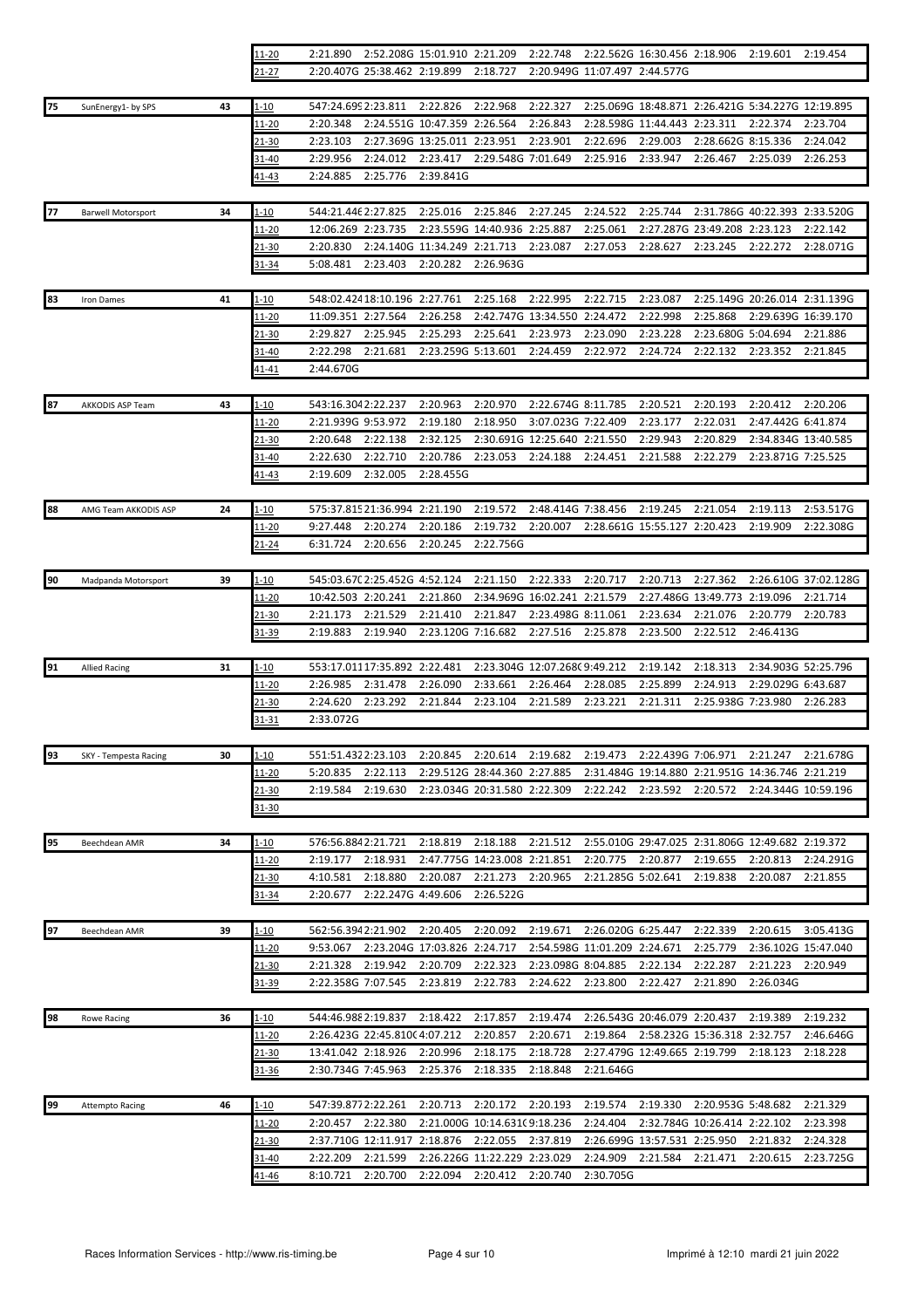| | | | | | | | | | | | | | |
|---|---|---|---|---|---|---|---|---|---|---|---|---|---|
| | | | 11-20 | 2:21.890 | 2:52.208G | 15:01.910 | 2:21.209 | 2:22.748 | 2:22.562G | 16:30.456 | 2:18.906 | 2:19.601 | 2:19.454 |
| | | | 21-27 | 2:20.407G | 25:38.462 | 2:19.899 | 2:18.727 | 2:20.949G | 11:07.497 | 2:44.577G | | | |
| 75 | SunEnergy1- by SPS | 43 | 1-10 | 547:24.699 | 2:23.811 | 2:22.826 | 2:22.968 | 2:22.327 | 2:25.069G | 18:48.871 | 2:26.421G | 5:34.227G | 12:19.895 |
| | | | 11-20 | 2:20.348 | 2:24.551G | 10:47.359 | 2:26.564 | 2:26.843 | 2:28.598G | 11:44.443 | 2:23.311 | 2:22.374 | 2:23.704 |
| | | | 21-30 | 2:23.103 | 2:27.369G | 13:25.011 | 2:23.951 | 2:23.901 | 2:22.696 | 2:29.003 | 2:28.662G | 8:15.336 | 2:24.042 |
| | | | 31-40 | 2:29.956 | 2:24.012 | 2:23.417 | 2:29.548G | 7:01.649 | 2:25.916 | 2:33.947 | 2:26.467 | 2:25.039 | 2:26.253 |
| | | | 41-43 | 2:24.885 | 2:25.776 | 2:39.841G | | | | | | | |
| 77 | Barwell Motorsport | 34 | 1-10 | 544:21.446 | 2:27.825 | 2:25.016 | 2:25.846 | 2:27.245 | 2:24.522 | 2:25.744 | 2:31.786G | 40:22.393 | 2:33.520G |
| | | | 11-20 | 12:06.269 | 2:23.735 | 2:23.559G | 14:40.936 | 2:25.887 | 2:25.061 | 2:27.287G | 23:49.208 | 2:23.123 | 2:22.142 |
| | | | 21-30 | 2:20.830 | 2:24.140G | 11:34.249 | 2:21.713 | 2:23.087 | 2:27.053 | 2:28.627 | 2:23.245 | 2:22.272 | 2:28.071G |
| | | | 31-34 | 5:08.481 | 2:23.403 | 2:20.282 | 2:26.963G | | | | | | |
| 83 | Iron Dames | 41 | 1-10 | 548:02.424 | 18:10.196 | 2:27.761 | 2:25.168 | 2:22.995 | 2:22.715 | 2:23.087 | 2:25.149G | 20:26.014 | 2:31.139G |
| | | | 11-20 | 11:09.351 | 2:27.564 | 2:26.258 | 2:42.747G | 13:34.550 | 2:24.472 | 2:22.998 | 2:25.868 | 2:29.639G | 16:39.170 |
| | | | 21-30 | 2:29.827 | 2:25.945 | 2:25.293 | 2:25.641 | 2:23.973 | 2:23.090 | 2:23.228 | 2:23.680G | 5:04.694 | 2:21.886 |
| | | | 31-40 | 2:22.298 | 2:21.681 | 2:23.259G | 5:13.601 | 2:24.459 | 2:22.972 | 2:24.724 | 2:22.132 | 2:23.352 | 2:21.845 |
| | | | 41-41 | 2:44.670G | | | | | | | | | |
| 87 | AKKODIS ASP Team | 43 | 1-10 | 543:16.304 | 2:22.237 | 2:20.963 | 2:20.970 | 2:22.674G | 8:11.785 | 2:20.521 | 2:20.193 | 2:20.412 | 2:20.206 |
| | | | 11-20 | 2:21.939G | 9:53.972 | 2:19.180 | 2:18.950 | 3:07.023G | 7:22.409 | 2:23.177 | 2:22.031 | 2:47.442G | 6:41.874 |
| | | | 21-30 | 2:20.648 | 2:22.138 | 2:32.125 | 2:30.691G | 12:25.640 | 2:21.550 | 2:29.943 | 2:20.829 | 2:34.834G | 13:40.585 |
| | | | 31-40 | 2:22.630 | 2:22.710 | 2:20.786 | 2:23.053 | 2:24.188 | 2:24.451 | 2:21.588 | 2:22.279 | 2:23.871G | 7:25.525 |
| | | | 41-43 | 2:19.609 | 2:32.005 | 2:28.455G | | | | | | | |
| 88 | AMG Team AKKODIS ASP | 24 | 1-10 | 575:37.815 | 21:36.994 | 2:21.190 | 2:19.572 | 2:48.414G | 7:38.456 | 2:19.245 | 2:21.054 | 2:19.113 | 2:53.517G |
| | | | 11-20 | 9:27.448 | 2:20.274 | 2:20.186 | 2:19.732 | 2:20.007 | 2:28.661G | 15:55.127 | 2:20.423 | 2:19.909 | 2:22.308G |
| | | | 21-24 | 6:31.724 | 2:20.656 | 2:20.245 | 2:22.756G | | | | | | |
| 90 | Madpanda Motorsport | 39 | 1-10 | 545:03.670 | 2:25.452G | 4:52.124 | 2:21.150 | 2:22.333 | 2:20.717 | 2:20.713 | 2:27.362 | 2:26.610G | 37:02.128G |
| | | | 11-20 | 10:42.503 | 2:20.241 | 2:21.860 | 2:34.969G | 16:02.241 | 2:21.579 | 2:27.486G | 13:49.773 | 2:19.096 | 2:21.714 |
| | | | 21-30 | 2:21.173 | 2:21.529 | 2:21.410 | 2:21.847 | 2:23.498G | 8:11.061 | 2:23.634 | 2:21.076 | 2:20.779 | 2:20.783 |
| | | | 31-39 | 2:19.883 | 2:19.940 | 2:23.120G | 7:16.682 | 2:27.516 | 2:25.878 | 2:23.500 | 2:22.512 | 2:46.413G | |
| 91 | Allied Racing | 31 | 1-10 | 553:17.011 | 17:35.892 | 2:22.481 | 2:23.304G | 12:07.268G | 9:49.212 | 2:19.142 | 2:18.313 | 2:34.903G | 52:25.796 |
| | | | 11-20 | 2:26.985 | 2:31.478 | 2:26.090 | 2:33.661 | 2:26.464 | 2:28.085 | 2:25.899 | 2:24.913 | 2:29.029G | 6:43.687 |
| | | | 21-30 | 2:24.620 | 2:23.292 | 2:21.844 | 2:23.104 | 2:21.589 | 2:23.221 | 2:21.311 | 2:25.938G | 7:23.980 | 2:26.283 |
| | | | 31-31 | 2:33.072G | | | | | | | | | |
| 93 | SKY - Tempesta Racing | 30 | 1-10 | 551:51.432 | 2:23.103 | 2:20.845 | 2:20.614 | 2:19.682 | 2:19.473 | 2:22.439G | 7:06.971 | 2:21.247 | 2:21.678G |
| | | | 11-20 | 5:20.835 | 2:22.113 | 2:29.512G | 28:44.360 | 2:27.885 | 2:31.484G | 19:14.880 | 2:21.951G | 14:36.746 | 2:21.219 |
| | | | 21-30 | 2:19.584 | 2:19.630 | 2:23.034G | 20:31.580 | 2:22.309 | 2:22.242 | 2:23.592 | 2:20.572 | 2:24.344G | 10:59.196 |
| | | | 31-30 | | | | | | | | | | |
| 95 | Beechdean AMR | 34 | 1-10 | 576:56.884 | 2:21.721 | 2:18.819 | 2:18.188 | 2:21.512 | 2:55.010G | 29:47.025 | 2:31.806G | 12:49.682 | 2:19.372 |
| | | | 11-20 | 2:19.177 | 2:18.931 | 2:47.775G | 14:23.008 | 2:21.851 | 2:20.775 | 2:20.877 | 2:19.655 | 2:20.813 | 2:24.291G |
| | | | 21-30 | 4:10.581 | 2:18.880 | 2:20.087 | 2:21.273 | 2:20.965 | 2:21.285G | 5:02.641 | 2:19.838 | 2:20.087 | 2:21.855 |
| | | | 31-34 | 2:20.677 | 2:22.247G | 4:49.606 | 2:26.522G | | | | | | |
| 97 | Beechdean AMR | 39 | 1-10 | 562:56.394 | 2:21.902 | 2:20.405 | 2:20.092 | 2:19.671 | 2:26.020G | 6:25.447 | 2:22.339 | 2:20.615 | 3:05.413G |
| | | | 11-20 | 9:53.067 | 2:23.204G | 17:03.826 | 2:24.717 | 2:54.598G | 11:01.209 | 2:24.671 | 2:25.779 | 2:36.102G | 15:47.040 |
| | | | 21-30 | 2:21.328 | 2:19.942 | 2:20.709 | 2:22.323 | 2:23.098G | 8:04.885 | 2:22.134 | 2:22.287 | 2:21.223 | 2:20.949 |
| | | | 31-39 | 2:22.358G | 7:07.545 | 2:23.819 | 2:22.783 | 2:24.622 | 2:23.800 | 2:22.427 | 2:21.890 | 2:26.034G | |
| 98 | Rowe Racing | 36 | 1-10 | 544:46.988 | 2:19.837 | 2:18.422 | 2:17.857 | 2:19.474 | 2:26.543G | 20:46.079 | 2:20.437 | 2:19.389 | 2:19.232 |
| | | | 11-20 | 2:26.423G | 22:45.810 | 4:07.212 | 2:20.857 | 2:20.671 | 2:19.864 | 2:58.232G | 15:36.318 | 2:32.757 | 2:46.646G |
| | | | 21-30 | 13:41.042 | 2:18.926 | 2:20.996 | 2:18.175 | 2:18.728 | 2:27.479G | 12:49.665 | 2:19.799 | 2:18.123 | 2:18.228 |
| | | | 31-36 | 2:30.734G | 7:45.963 | 2:25.376 | 2:18.335 | 2:18.848 | 2:21.646G | | | | |
| 99 | Attempto Racing | 46 | 1-10 | 547:39.877 | 2:22.261 | 2:20.713 | 2:20.172 | 2:20.193 | 2:19.574 | 2:19.330 | 2:20.953G | 5:48.682 | 2:21.329 |
| | | | 11-20 | 2:20.457 | 2:22.380 | 2:21.000G | 10:14.631 | 9:18.236 | 2:24.404 | 2:32.784G | 10:26.414 | 2:22.102 | 2:23.398 |
| | | | 21-30 | 2:37.710G | 12:11.917 | 2:18.876 | 2:22.055 | 2:37.819 | 2:26.699G | 13:57.531 | 2:25.950 | 2:21.832 | 2:24.328 |
| | | | 31-40 | 2:22.209 | 2:21.599 | 2:26.226G | 11:22.229 | 2:23.029 | 2:24.909 | 2:21.584 | 2:21.471 | 2:20.615 | 2:23.725G |
| | | | 41-46 | 8:10.721 | 2:20.700 | 2:22.094 | 2:20.412 | 2:20.740 | 2:30.705G | | | | |

Races Information Services - http://www.ris-timing.be

Imprimé à 12:10 mardi 21 juin 2022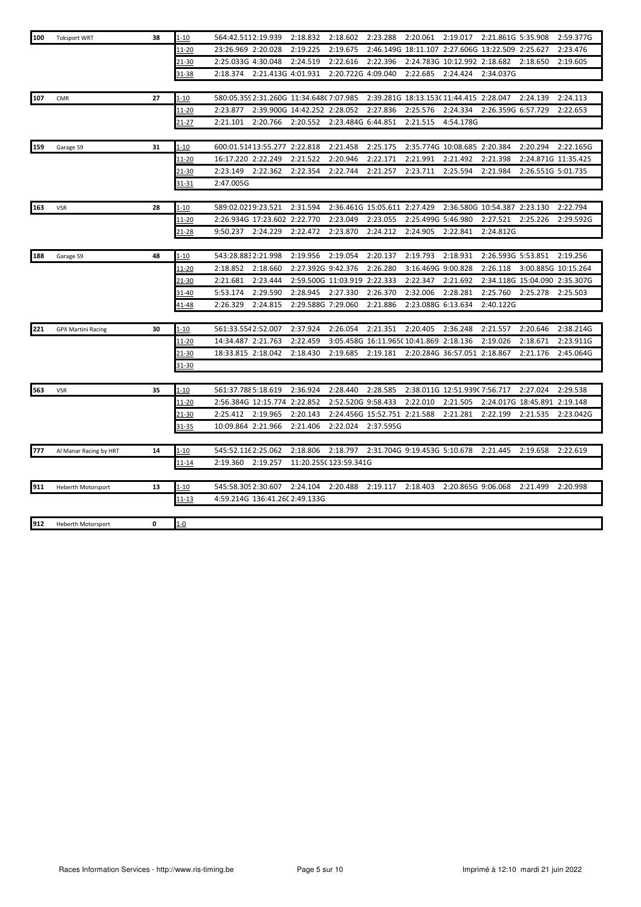| | | | | | | | | | | | | | |
|---|---|---|---|---|---|---|---|---|---|---|---|---|---|
| 100 | Toksport WRT | 38 | 1-10 | 564:42.5112:19.939 | 2:18.832 | 2:18.602 | 2:23.288 | 2:20.061 | 2:19.017 | 2:21.861G | 5:35.908 | 2:59.377G | |
| | | | 11-20 | 23:26.969 | 2:20.028 | 2:19.225 | 2:19.675 | 2:46.149G | 18:11.107 | 2:27.606G | 13:22.509 | 2:25.627 | 2:23.476 |
| | | | 21-30 | 2:25.033G | 4:30.048 | 2:24.519 | 2:22.616 | 2:22.396 | 2:24.783G | 10:12.992 | 2:18.682 | 2:18.650 | 2:19.605 |
| | | | 31-38 | 2:18.374 | 2:21.413G | 4:01.931 | 2:20.722G | 4:09.040 | 2:22.685 | 2:24.424 | 2:34.037G | | |
| 107 | CMR | 27 | 1-10 | 580:05.3592:31.260G | 11:34.648( | 7:07.985 | 2:39.281G | 18:13.153( | 11:44.415 | 2:28.047 | 2:24.139 | 2:24.113 | |
| | | | 11-20 | 2:23.877 | 2:39.900G | 14:42.252 | 2:28.052 | 2:27.836 | 2:25.576 | 2:24.334 | 2:26.359G | 6:57.729 | 2:22.653 |
| | | | 21-27 | 2:21.101 | 2:20.766 | 2:20.552 | 2:23.484G | 6:44.851 | 2:21.515 | 4:54.178G | | | |
| 159 | Garage 59 | 31 | 1-10 | 600:01.51413:55.277 | 2:22.818 | 2:21.458 | 2:25.175 | 2:35.774G | 10:08.685 | 2:20.384 | 2:20.294 | 2:22.165G | |
| | | | 11-20 | 16:17.220 | 2:22.249 | 2:21.522 | 2:20.946 | 2:22.171 | 2:21.991 | 2:21.492 | 2:21.398 | 2:24.871G | 11:35.425 |
| | | | 21-30 | 2:23.149 | 2:22.362 | 2:22.354 | 2:22.744 | 2:21.257 | 2:23.711 | 2:25.594 | 2:21.984 | 2:26.551G | 5:01.735 |
| | | | 31-31 | 2:47.005G | | | | | | | | | |
| 163 | VSR | 28 | 1-10 | 589:02.0219:23.521 | 2:31.594 | 2:36.461G | 15:05.611 | 2:27.429 | 2:36.580G | 10:54.387 | 2:23.130 | 2:22.794 | |
| | | | 11-20 | 2:26.934G | 17:23.602 | 2:22.770 | 2:23.049 | 2:23.055 | 2:25.499G | 5:46.980 | 2:27.521 | 2:25.226 | 2:29.592G |
| | | | 21-28 | 9:50.237 | 2:24.229 | 2:22.472 | 2:23.870 | 2:24.212 | 2:24.905 | 2:22.841 | 2:24.812G | | |
| 188 | Garage 59 | 48 | 1-10 | 543:28.8832:21.998 | 2:19.956 | 2:19.054 | 2:20.137 | 2:19.793 | 2:18.931 | 2:26.593G | 5:53.851 | 2:19.256 | |
| | | | 11-20 | 2:18.852 | 2:18.660 | 2:27.392G | 9:42.376 | 2:26.280 | 3:16.469G | 9:00.828 | 2:26.118 | 3:00.885G | 10:15.264 |
| | | | 21-30 | 2:21.681 | 2:23.444 | 2:59.500G | 11:03.919 | 2:22.333 | 2:22.347 | 2:21.692 | 2:34.118G | 15:04.090 | 2:35.307G |
| | | | 31-40 | 5:53.174 | 2:29.590 | 2:28.945 | 2:27.330 | 2:26.370 | 2:32.006 | 2:28.281 | 2:25.760 | 2:25.278 | 2:25.503 |
| | | | 41-48 | 2:26.329 | 2:24.815 | 2:29.588G | 7:29.060 | 2:21.886 | 2:23.088G | 6:13.634 | 2:40.122G | | |
| 221 | GPX Martini Racing | 30 | 1-10 | 561:33.5542:52.007 | 2:37.924 | 2:26.054 | 2:21.351 | 2:20.405 | 2:36.248 | 2:21.557 | 2:20.646 | 2:38.214G | |
| | | | 11-20 | 14:34.487 | 2:21.763 | 2:22.459 | 3:05.458G | 16:11.965( | 10:41.869 | 2:18.136 | 2:19.026 | 2:18.671 | 2:23.911G |
| | | | 21-30 | 18:33.815 | 2:18.042 | 2:18.430 | 2:19.685 | 2:19.181 | 2:20.284G | 36:57.051 | 2:18.867 | 2:21.176 | 2:45.064G |
| | | | 31-30 | | | | | | | | | | |
| 563 | VSR | 35 | 1-10 | 561:37.7885:18.619 | 2:36.924 | 2:28.440 | 2:28.585 | 2:38.011G | 12:51.939( | 7:56.717 | 2:27.024 | 2:29.538 | |
| | | | 11-20 | 2:56.384G | 12:15.774 | 2:22.852 | 2:52.520G | 9:58.433 | 2:22.010 | 2:21.505 | 2:24.017G | 18:45.891 | 2:19.148 |
| | | | 21-30 | 2:25.412 | 2:19.965 | 2:20.143 | 2:24.456G | 15:52.751 | 2:21.588 | 2:21.281 | 2:22.199 | 2:21.535 | 2:23.042G |
| | | | 31-35 | 10:09.864 | 2:21.966 | 2:21.406 | 2:22.024 | 2:37.595G | | | | | |
| 777 | Al Manar Racing by HRT | 14 | 1-10 | 545:52.1162:25.062 | 2:18.806 | 2:18.797 | 2:31.704G | 9:19.453G | 5:10.678 | 2:21.445 | 2:19.658 | 2:22.619 | |
| | | | 11-14 | 2:19.360 | 2:19.257 | 11:20.255( | 123:59.341G | | | | | | |
| 911 | Heberth Motorsport | 13 | 1-10 | 545:58.3052:30.607 | 2:24.104 | 2:20.488 | 2:19.117 | 2:18.403 | 2:20.865G | 9:06.068 | 2:21.499 | 2:20.998 | |
| | | | 11-13 | 4:59.214G | 136:41.26( | 2:49.133G | | | | | | | |
| 912 | Heberth Motorsport | 0 | 1-0 | | | | | | | | | | |

Races Information Services - http://www.ris-timing.be

Imprimé à 12:10 mardi 21 juin 2022